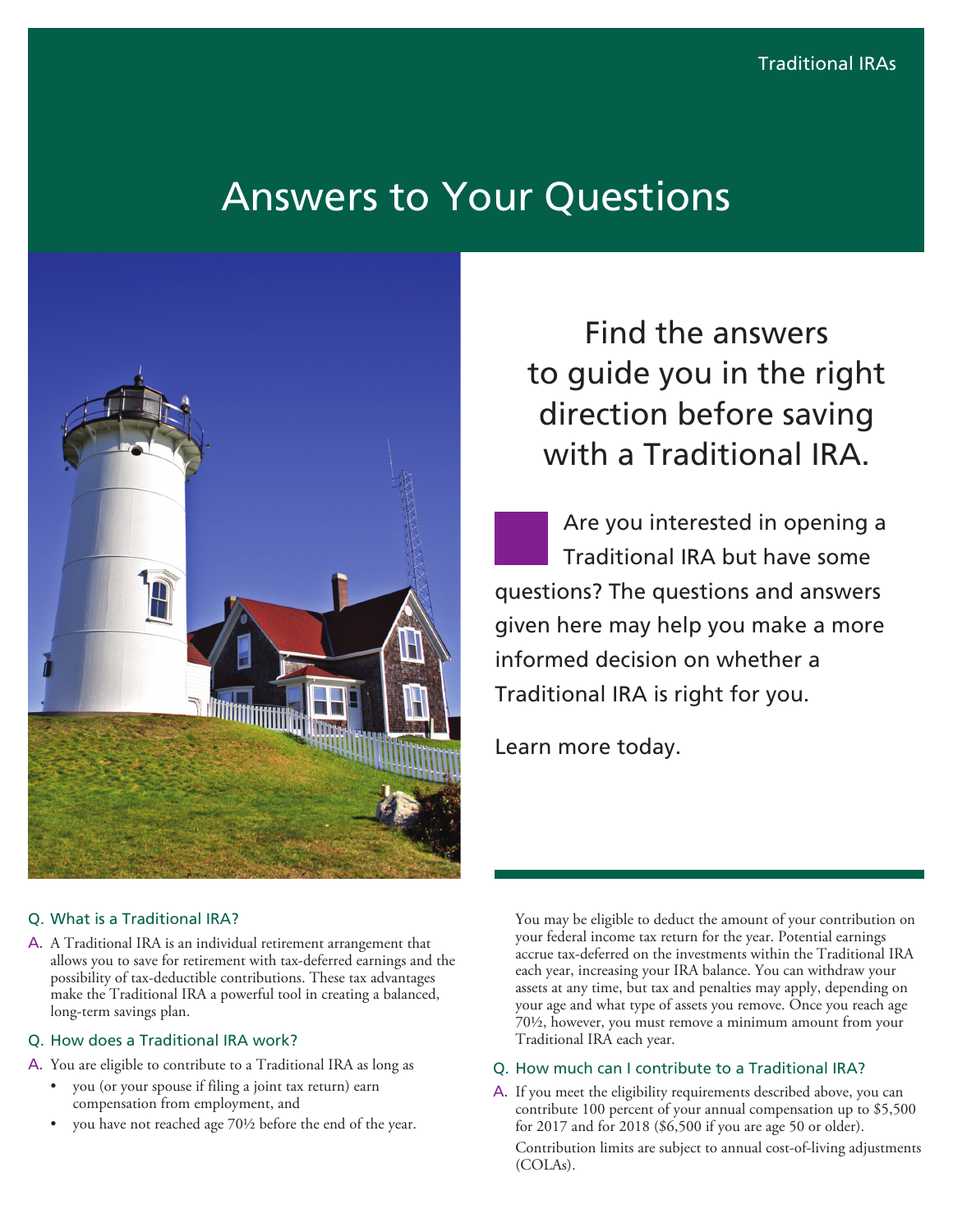Traditional IRAs

# Answers to Your Questions

## Find the answers to guide you in the right direction before saving with a Traditional IRA.

Are you interested in opening a Traditional IRA but have some questions? The questions and answers given here may help you make a more informed decision on whether a Traditional IRA is right for you.

Learn more today.

### Q. What is a Traditional IRA?

A. A Traditional IRA is an individual retirement arrangement that allows you to save for retirement with tax-deferred earnings and the possibility of tax-deductible contributions. These tax advantages make the Traditional IRA a powerful tool in creating a balanced, long-term savings plan.

### Q. How does a Traditional IRA work?

A. You are eligible to contribute to a Traditional IRA as long as

- you (or your spouse if filing a joint tax return) earn compensation from employment, and
- you have not reached age 70½ before the end of the year.

You may be eligible to deduct the amount of your contribution on your federal income tax return for the year. Potential earnings accrue tax-deferred on the investments within the Traditional IRA each year, increasing your IRA balance. You can withdraw your assets at any time, but tax and penalties may apply, depending on your age and what type of assets you remove. Once you reach age 70½, however, you must remove a minimum amount from your Traditional IRA each year.

### Q. How much can I contribute to a Traditional IRA?

A. If you meet the eligibility requirements described above, you can contribute 100 percent of your annual compensation up to $5,500 for 2017 and for 2018 ($6,500 if you are age 50 or older).

Contribution limits are subject to annual cost-of-living adjustments (COLAs).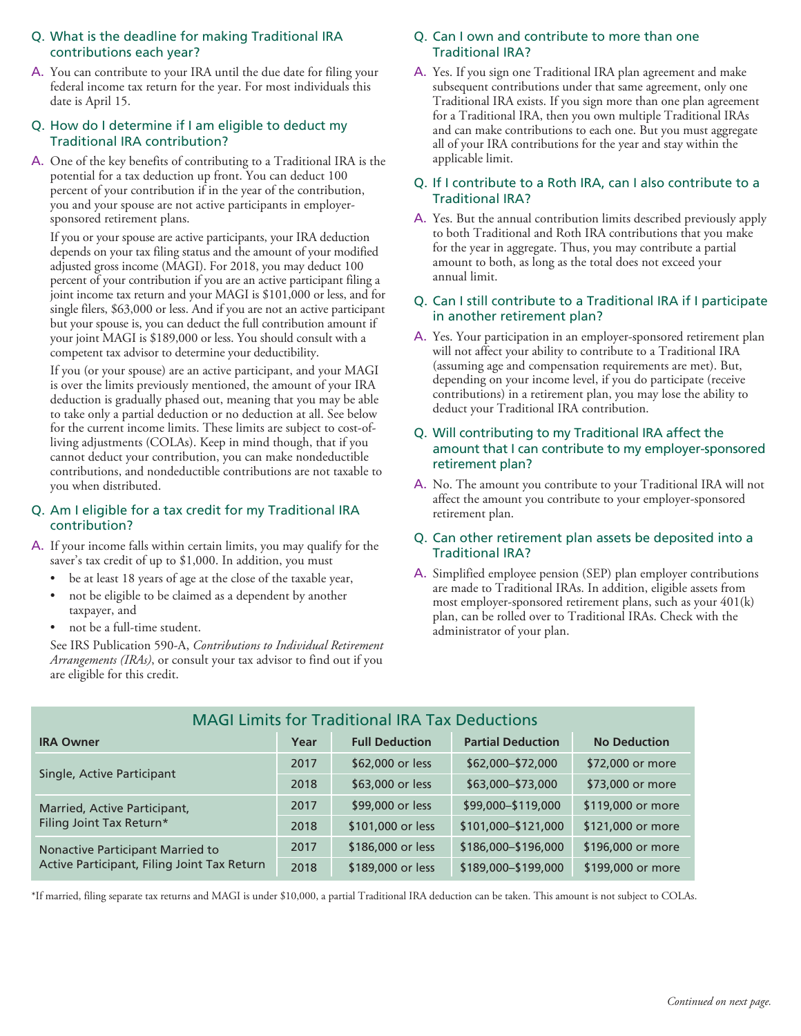### Q. What is the deadline for making Traditional IRA contributions each year?

A. You can contribute to your IRA until the due date for filing your federal income tax return for the year. For most individuals this date is April 15.

### Q. How do I determine if I am eligible to deduct my Traditional IRA contribution?

A. One of the key benefits of contributing to a Traditional IRA is the potential for a tax deduction up front. You can deduct 100 percent of your contribution if in the year of the contribution, you and your spouse are not active participants in employer-sponsored retirement plans.

If you or your spouse are active participants, your IRA deduction depends on your tax filing status and the amount of your modified adjusted gross income (MAGI). For 2018, you may deduct 100 percent of your contribution if you are an active participant filing a joint income tax return and your MAGI is $101,000 or less, and for single filers, $63,000 or less. And if you are not an active participant but your spouse is, you can deduct the full contribution amount if your joint MAGI is $189,000 or less. You should consult with a competent tax advisor to determine your deductibility.

If you (or your spouse) are an active participant, and your MAGI is over the limits previously mentioned, the amount of your IRA deduction is gradually phased out, meaning that you may be able to take only a partial deduction or no deduction at all. See below for the current income limits. These limits are subject to cost-of-living adjustments (COLAs). Keep in mind though, that if you cannot deduct your contribution, you can make nondeductible contributions, and nondeductible contributions are not taxable to you when distributed.

### Q. Am I eligible for a tax credit for my Traditional IRA contribution?

A. If your income falls within certain limits, you may qualify for the saver's tax credit of up to $1,000. In addition, you must

- be at least 18 years of age at the close of the taxable year,
- not be eligible to be claimed as a dependent by another taxpayer, and
- not be a full-time student.

See IRS Publication 590-A, *Contributions to Individual Retirement Arrangements (IRAs)*, or consult your tax advisor to find out if you are eligible for this credit.

### Q. Can I own and contribute to more than one Traditional IRA?

A. Yes. If you sign one Traditional IRA plan agreement and make subsequent contributions under that same agreement, only one Traditional IRA exists. If you sign more than one plan agreement for a Traditional IRA, then you own multiple Traditional IRAs and can make contributions to each one. But you must aggregate all of your IRA contributions for the year and stay within the applicable limit.

### Q. If I contribute to a Roth IRA, can I also contribute to a Traditional IRA?

A. Yes. But the annual contribution limits described previously apply to both Traditional and Roth IRA contributions that you make for the year in aggregate. Thus, you may contribute a partial amount to both, as long as the total does not exceed your annual limit.

### Q. Can I still contribute to a Traditional IRA if I participate in another retirement plan?

A. Yes. Your participation in an employer-sponsored retirement plan will not affect your ability to contribute to a Traditional IRA (assuming age and compensation requirements are met). But, depending on your income level, if you do participate (receive contributions) in a retirement plan, you may lose the ability to deduct your Traditional IRA contribution.

### Q. Will contributing to my Traditional IRA affect the amount that I can contribute to my employer-sponsored retirement plan?

A. No. The amount you contribute to your Traditional IRA will not affect the amount you contribute to your employer-sponsored retirement plan.

### Q. Can other retirement plan assets be deposited into a Traditional IRA?

A. Simplified employee pension (SEP) plan employer contributions are made to Traditional IRAs. In addition, eligible assets from most employer-sponsored retirement plans, such as your 401(k) plan, can be rolled over to Traditional IRAs. Check with the administrator of your plan.

## MAGI Limits for Traditional IRA Tax Deductions

| IRA Owner | Year | Full Deduction | Partial Deduction | No Deduction |
|---|---|---|---|---|
| Single, Active Participant | 2017 | $62,000 or less | $62,000–$72,000 | $72,000 or more |
| | 2018 | $63,000 or less | $63,000–$73,000 | $73,000 or more |
| Married, Active Participant, Filing Joint Tax Return* | 2017 | $99,000 or less | $99,000–$119,000 | $119,000 or more |
| | 2018 | $101,000 or less | $101,000–$121,000 | $121,000 or more |
| Nonactive Participant Married to Active Participant, Filing Joint Tax Return | 2017 | $186,000 or less | $186,000–$196,000 | $196,000 or more |
| | 2018 | $189,000 or less | $189,000–$199,000 | $199,000 or more |

*If married, filing separate tax returns and MAGI is under $10,000, a partial Traditional IRA deduction can be taken. This amount is not subject to COLAs.

*Continued on next page.*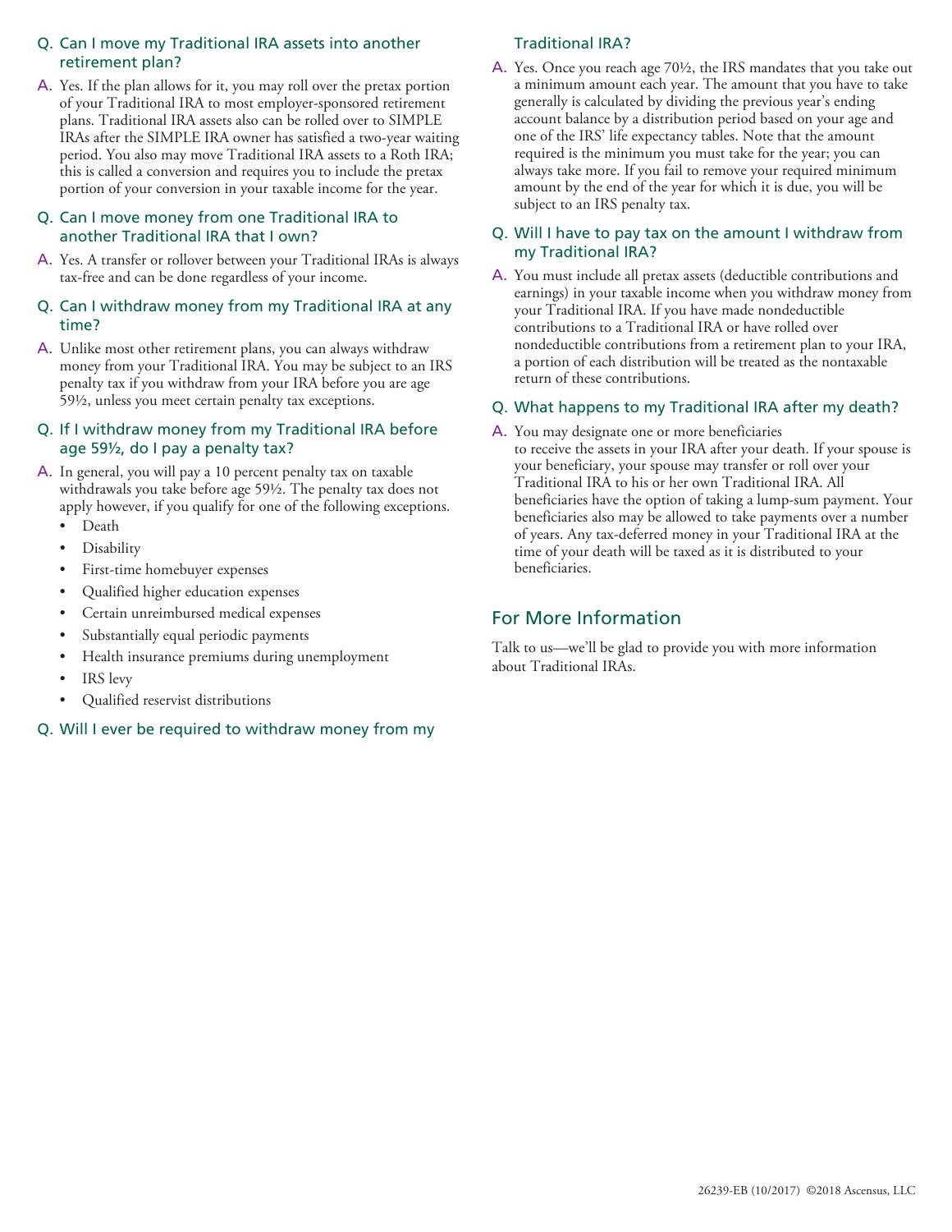**Q. Can I move my Traditional IRA assets into another retirement plan?**

**A.** Yes. If the plan allows for it, you may roll over the pretax portion of your Traditional IRA to most employer-sponsored retirement plans. Traditional IRA assets also can be rolled over to SIMPLE IRAs after the SIMPLE IRA owner has satisfied a two-year waiting period. You also may move Traditional IRA assets to a Roth IRA; this is called a conversion and requires you to include the pretax portion of your conversion in your taxable income for the year.

**Q. Can I move money from one Traditional IRA to another Traditional IRA that I own?**

**A.** Yes. A transfer or rollover between your Traditional IRAs is always tax-free and can be done regardless of your income.

**Q. Can I withdraw money from my Traditional IRA at any time?**

**A.** Unlike most other retirement plans, you can always withdraw money from your Traditional IRA. You may be subject to an IRS penalty tax if you withdraw from your IRA before you are age 59½, unless you meet certain penalty tax exceptions.

**Q. If I withdraw money from my Traditional IRA before age 59½, do I pay a penalty tax?**

**A.** In general, you will pay a 10 percent penalty tax on taxable withdrawals you take before age 59½. The penalty tax does not apply however, if you qualify for one of the following exceptions.

- Death
- Disability
- First-time homebuyer expenses
- Qualified higher education expenses
- Certain unreimbursed medical expenses
- Substantially equal periodic payments
- Health insurance premiums during unemployment
- IRS levy
- Qualified reservist distributions

**Q. Will I ever be required to withdraw money from my Traditional IRA?**

**A.** Yes. Once you reach age 70½, the IRS mandates that you take out a minimum amount each year. The amount that you have to take generally is calculated by dividing the previous year's ending account balance by a distribution period based on your age and one of the IRS' life expectancy tables. Note that the amount required is the minimum you must take for the year; you can always take more. If you fail to remove your required minimum amount by the end of the year for which it is due, you will be subject to an IRS penalty tax.

**Q. Will I have to pay tax on the amount I withdraw from my Traditional IRA?**

**A.** You must include all pretax assets (deductible contributions and earnings) in your taxable income when you withdraw money from your Traditional IRA. If you have made nondeductible contributions to a Traditional IRA or have rolled over nondeductible contributions from a retirement plan to your IRA, a portion of each distribution will be treated as the nontaxable return of these contributions.

**Q. What happens to my Traditional IRA after my death?**

**A.** You may designate one or more beneficiaries to receive the assets in your IRA after your death. If your spouse is your beneficiary, your spouse may transfer or roll over your Traditional IRA to his or her own Traditional IRA. All beneficiaries have the option of taking a lump-sum payment. Your beneficiaries also may be allowed to take payments over a number of years. Any tax-deferred money in your Traditional IRA at the time of your death will be taxed as it is distributed to your beneficiaries.

## For More Information

Talk to us—we'll be glad to provide you with more information about Traditional IRAs.

26239-EB (10/2017) ©2018 Ascensus, LLC